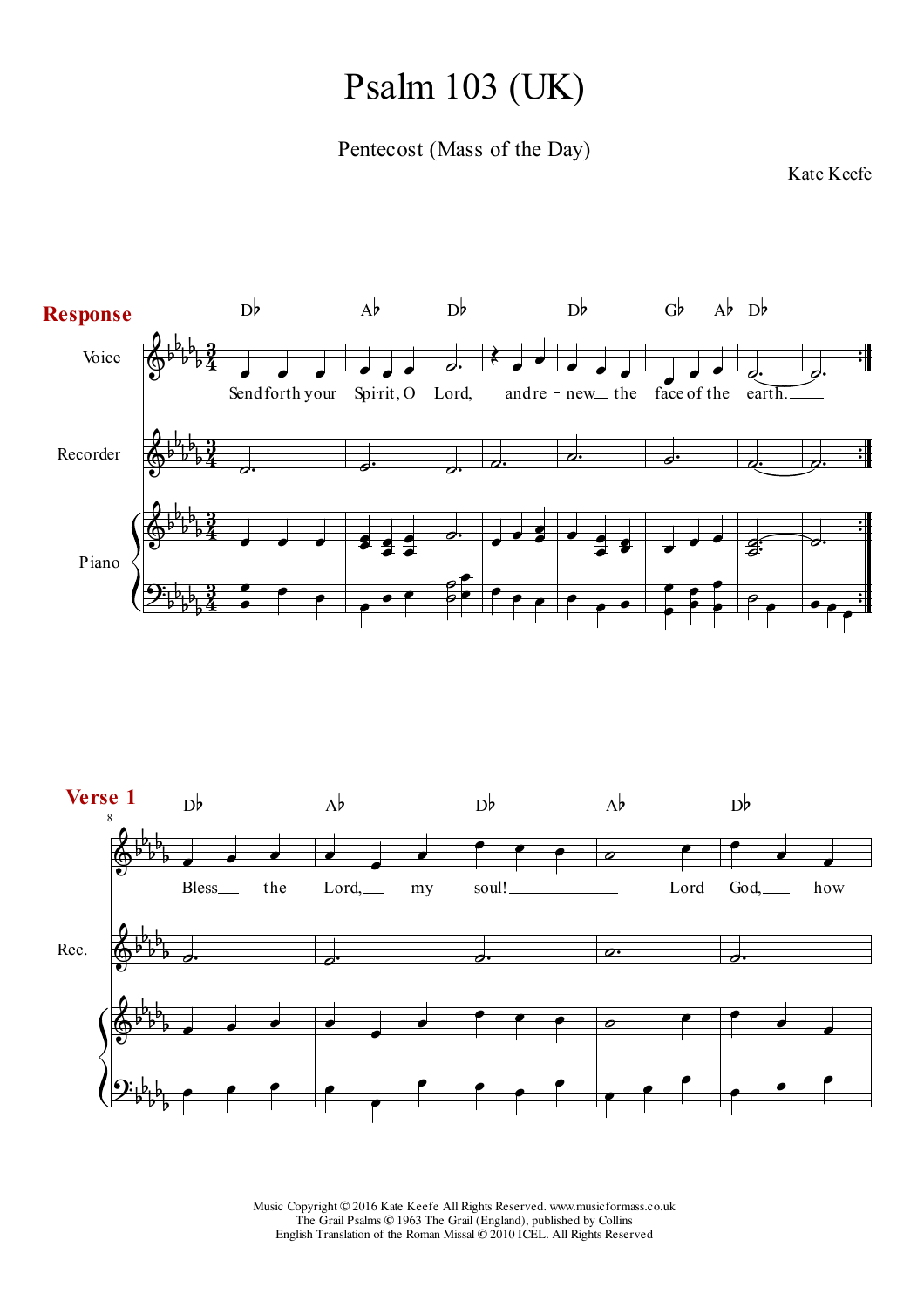# Psalm 103 (UK)

Pentecost (Mass of the Day)

Kate Keefe

**Response**

Send forth your Spirit, O Lord, and renew the face of the earth.

**Verse 1**

Bless the Lord, my soul! Lord God, how

Music Copyright © 2016 Kate Keefe All Rights Reserved. www.musicformass.co.uk
The Grail Psalms © 1963 The Grail (England), published by Collins
English Translation of the Roman Missal © 2010 ICEL. All Rights Reserved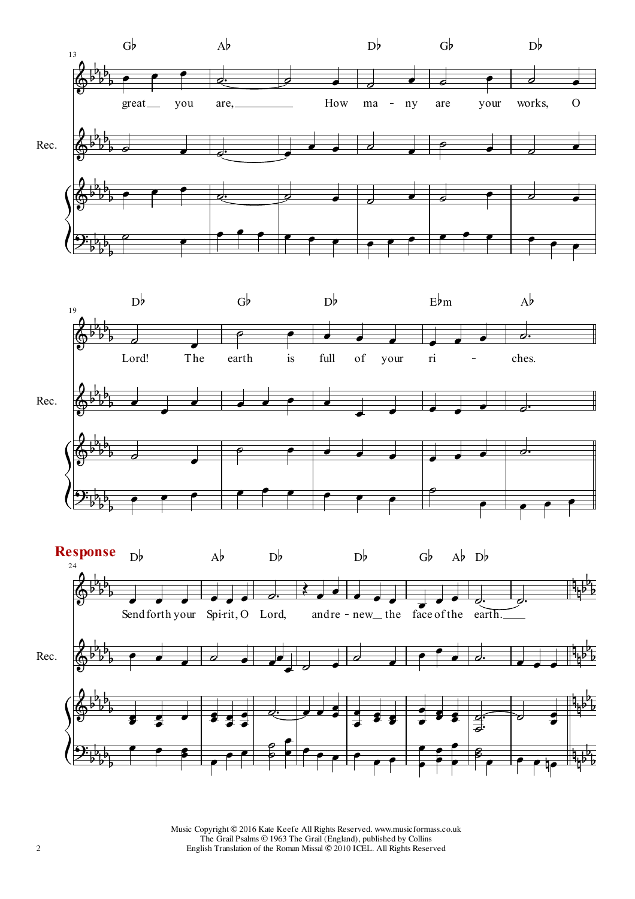**Response**

Music Copyright © 2016 Kate Keefe All Rights Reserved. www.musicformass.co.uk
The Grail Psalms © 1963 The Grail (England), published by Collins
English Translation of the Roman Missal © 2010 ICEL. All Rights Reserved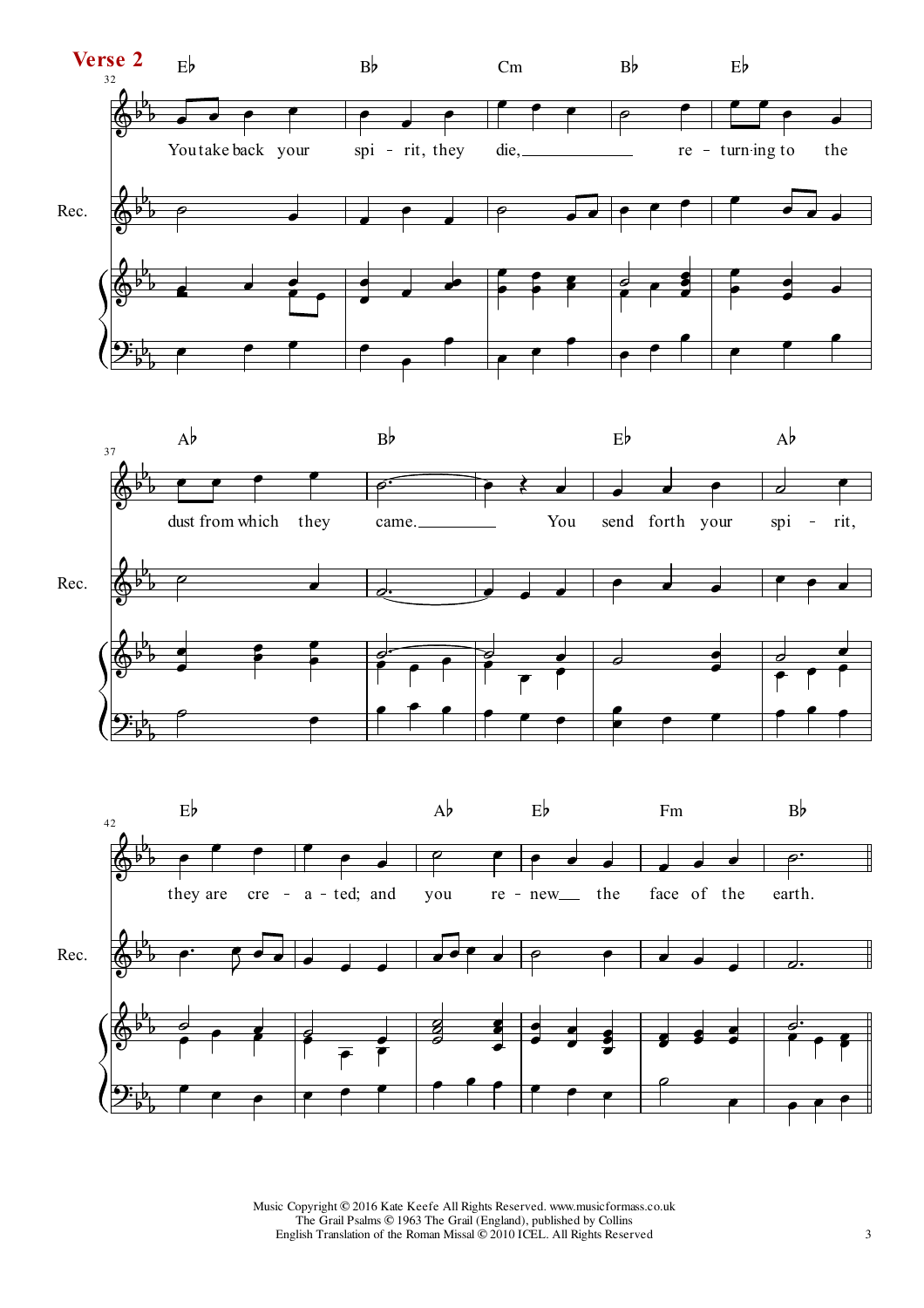**Verse 2**

Eb Bb Cm Bb Eb

You take back your spi - rit, they die, re - turn·ing to the

Ab Bb Eb Ab

dust from which they came. You send forth your spi - rit,

Eb Ab Eb Fm Bb

they are cre - a - ted; and you re - new the face of the earth.

Music Copyright © 2016 Kate Keefe All Rights Reserved. www.musicformass.co.uk
The Grail Psalms © 1963 The Grail (England), published by Collins
English Translation of the Roman Missal © 2010 ICEL. All Rights Reserved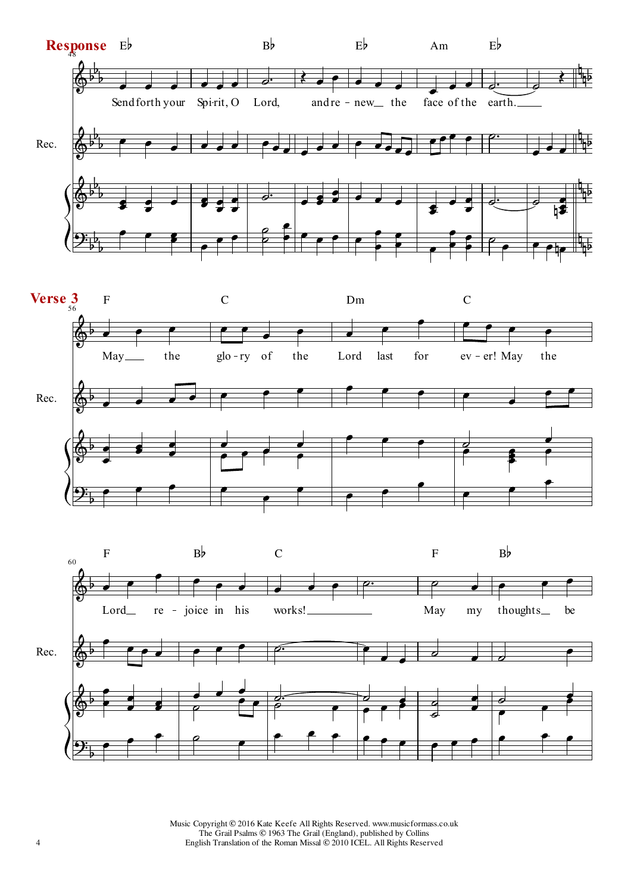**Response**

E♭ B♭ E♭ Am E♭

Send forth your Spi-rit, O Lord, and re - new__ the face of the earth.____

Rec.

**Verse 3**

F C Dm C

May__ the glo - ry of the Lord last for ev - er! May the

Rec.

F B♭ C F B♭

Lord__ re - joice in his works!__________ May my thoughts__ be

Rec.

Music Copyright © 2016 Kate Keefe All Rights Reserved. www.musicformass.co.uk
The Grail Psalms © 1963 The Grail (England), published by Collins
English Translation of the Roman Missal © 2010 ICEL. All Rights Reserved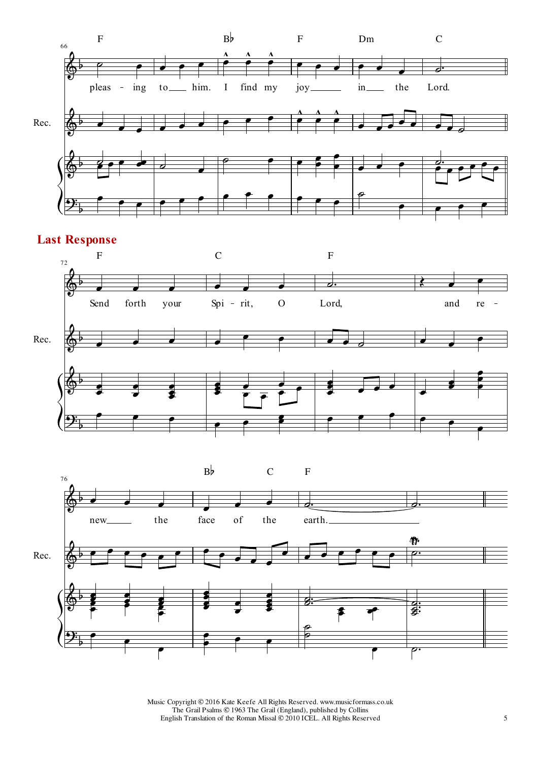## Last Response

Music Copyright © 2016 Kate Keefe All Rights Reserved. www.musicformass.co.uk
The Grail Psalms © 1963 The Grail (England), published by Collins
English Translation of the Roman Missal © 2010 ICEL. All Rights Reserved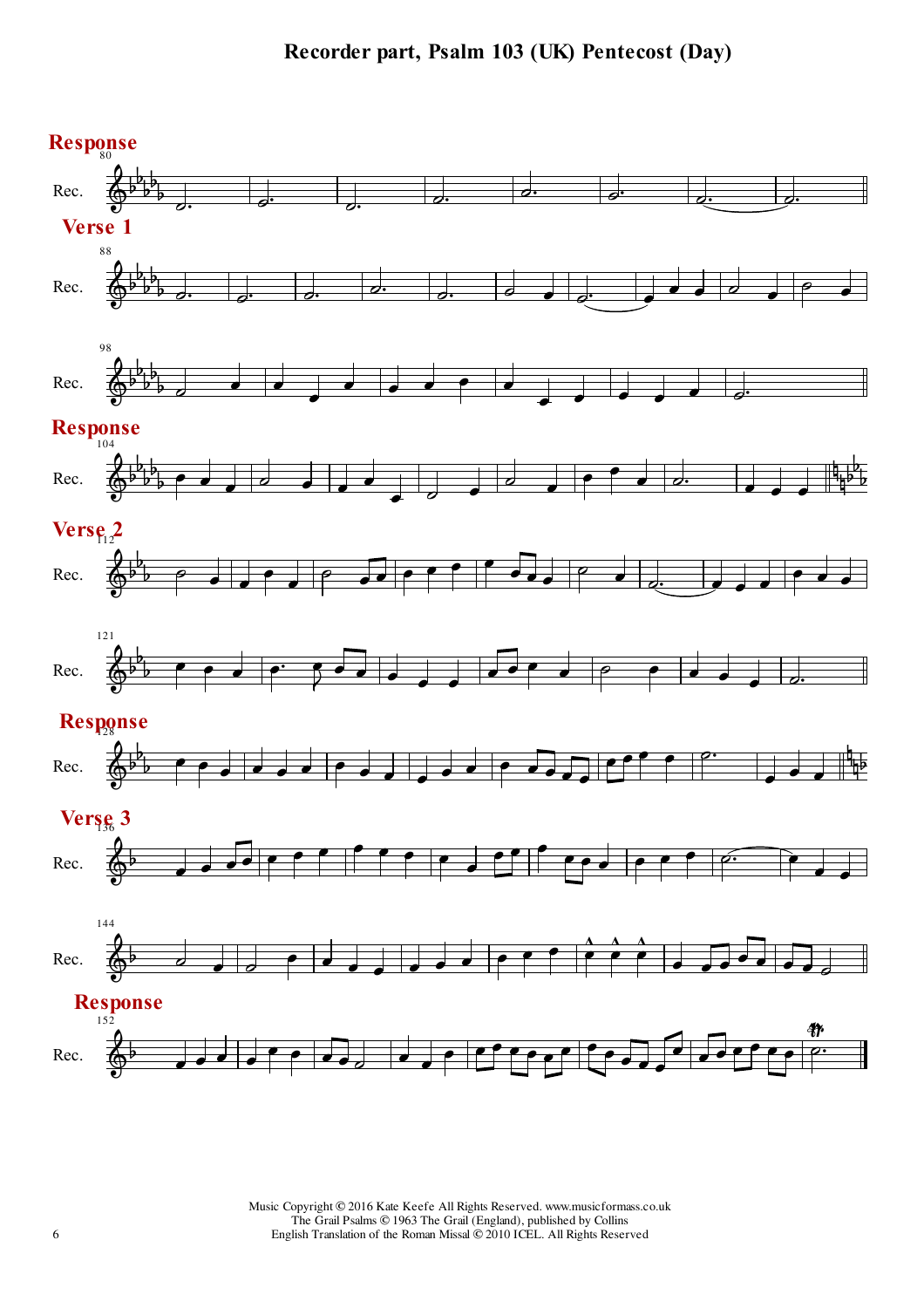# Recorder part, Psalm 103 (UK) Pentecost (Day)

## Response

## Verse 1

## Response

## Verse 2

## Response

## Verse 3

## Response

Music Copyright © 2016 Kate Keefe All Rights Reserved. www.musicformass.co.uk
The Grail Psalms © 1963 The Grail (England), published by Collins
English Translation of the Roman Missal © 2010 ICEL. All Rights Reserved